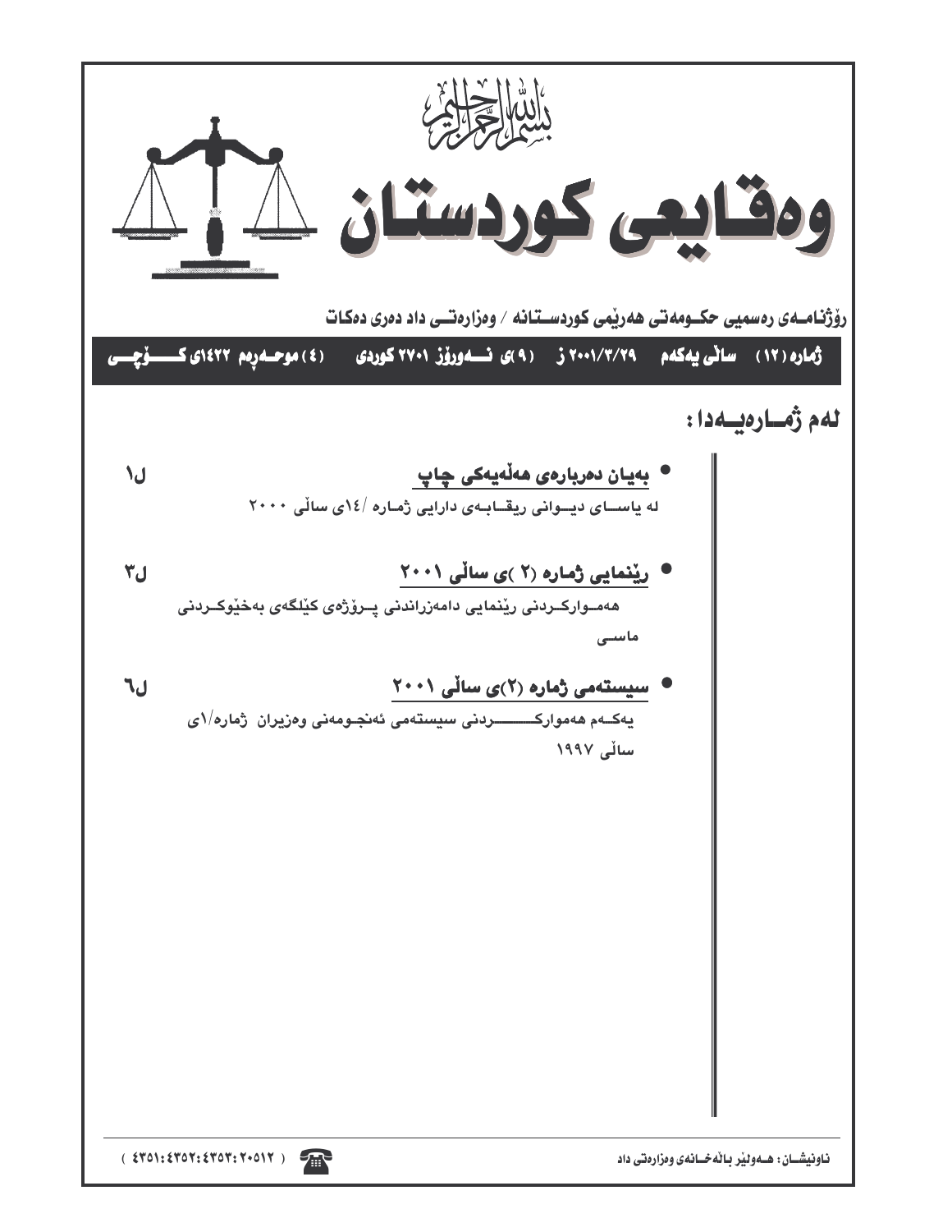بسم الله الرحمن الرحيم

# وەقایعی کوردستان

رۆژنامەی رەسمیی حکومەتی هەرێمی کوردستانە / وەزارەتی داد دەری دەکات

ژمارە (١٢) ساڵی یەکەم ٢٠٠١/٣/٢٩ ز (٩)ی نەورۆز ٢٧٠١ کوردی (٤) موحەرەم ١٤٢٢ی کۆچی

## لەم ژمارەیەدا :

- **بەیان دەربارەی هەڵەیەکی چاپ** ل١

  لە یاسای دیوانی ریقابەی دارایی ژمارە /١٤ی ساڵی ٢٠٠٠

- **رێنمایی ژمارە (٢ )ی ساڵی ٢٠٠١** ل٣

  هەموارکردنی رێنمایی دامەزراندنی پرۆژەی کێڵگەی بەخێوکردنی ماسی

- **سیستەمی ژمارە (٢)ی ساڵی ٢٠٠١** ل٦

  یەکەم هەموارکردنی سیستەمی ئەنجومەنی وەزیران ژمارە/١ی ساڵی ١٩٩٧

ناونیشان: هەولێر باڵەخانەی وەزارەتی داد

( ٤٣٥١:٤٣٥٢:٤٣٥٣:٢٠٥١٢ )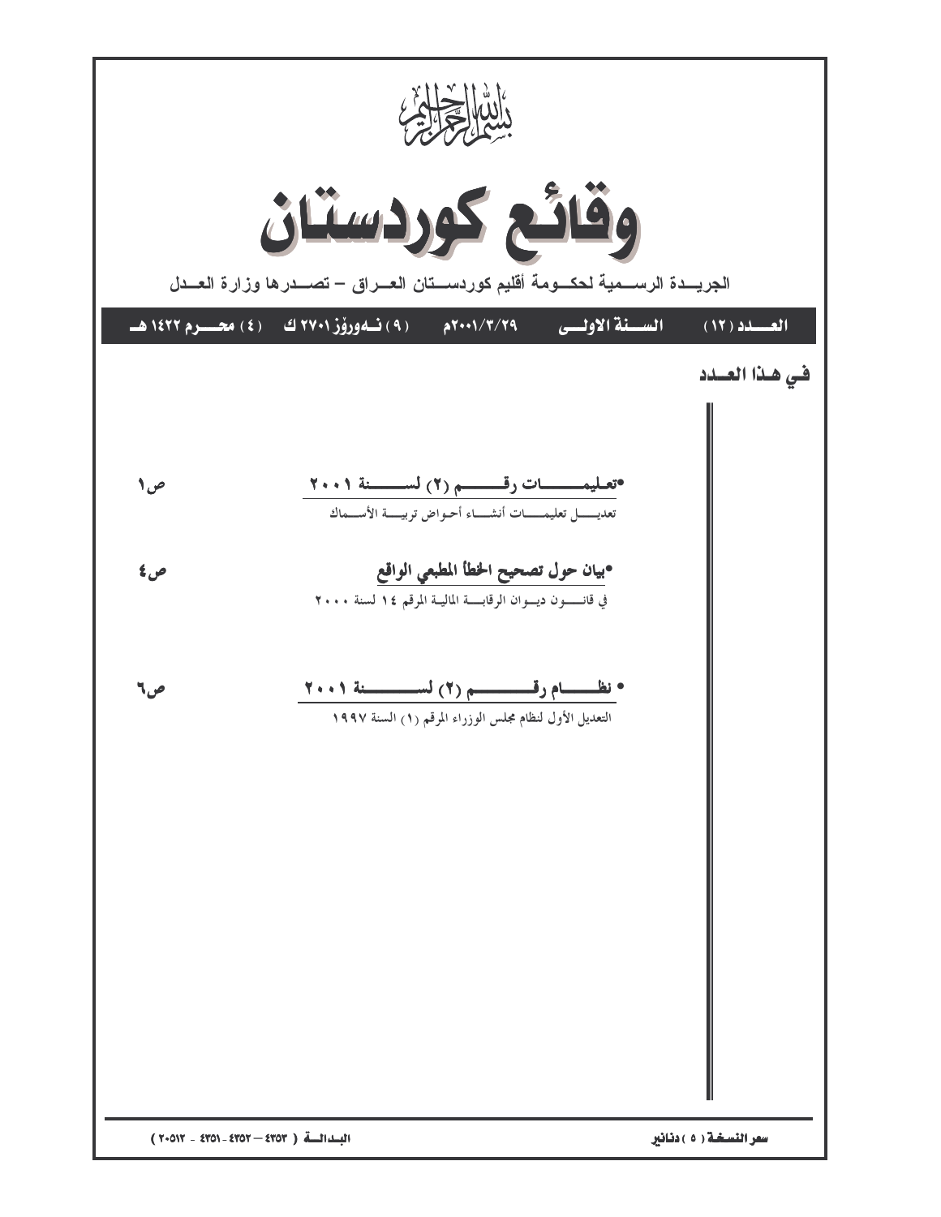بسم الله الرحمن الرحيم

# وقائع كوردستان

الجريدة الرسمية لحكومة أقليم كوردستان العراق – تصدرها وزارة العدل

**العدد (١٢) السنة الاولى ٢٠٠١/٣/٢٩م (٩) نەورۆز ٢٧٠١ ك (٤) محرم ١٤٢٢ هـ**

## في هذا العدد

**•تعليمات رقم (٢) لسنة ٢٠٠١** ص١

تعديل تعليمات أنشاء أحواض تربية الأسماك

**•بيان حول تصحيح الخطأ المطبعي الواقع** ص٤

في قانون ديوان الرقابة المالية المرقم ١٤ لسنة ٢٠٠٠

**• نظام رقم (٢) لسنة ٢٠٠١** ص٦

التعديل الأول لنظام مجلس الوزراء المرقم (١) السنة ١٩٩٧

سعر النسخة ( ٥ ) دنانير البدالة ( ٤٣٥٣ – ٤٣٥٢ - ٤٣٥١ - ٢٠٥١٢ )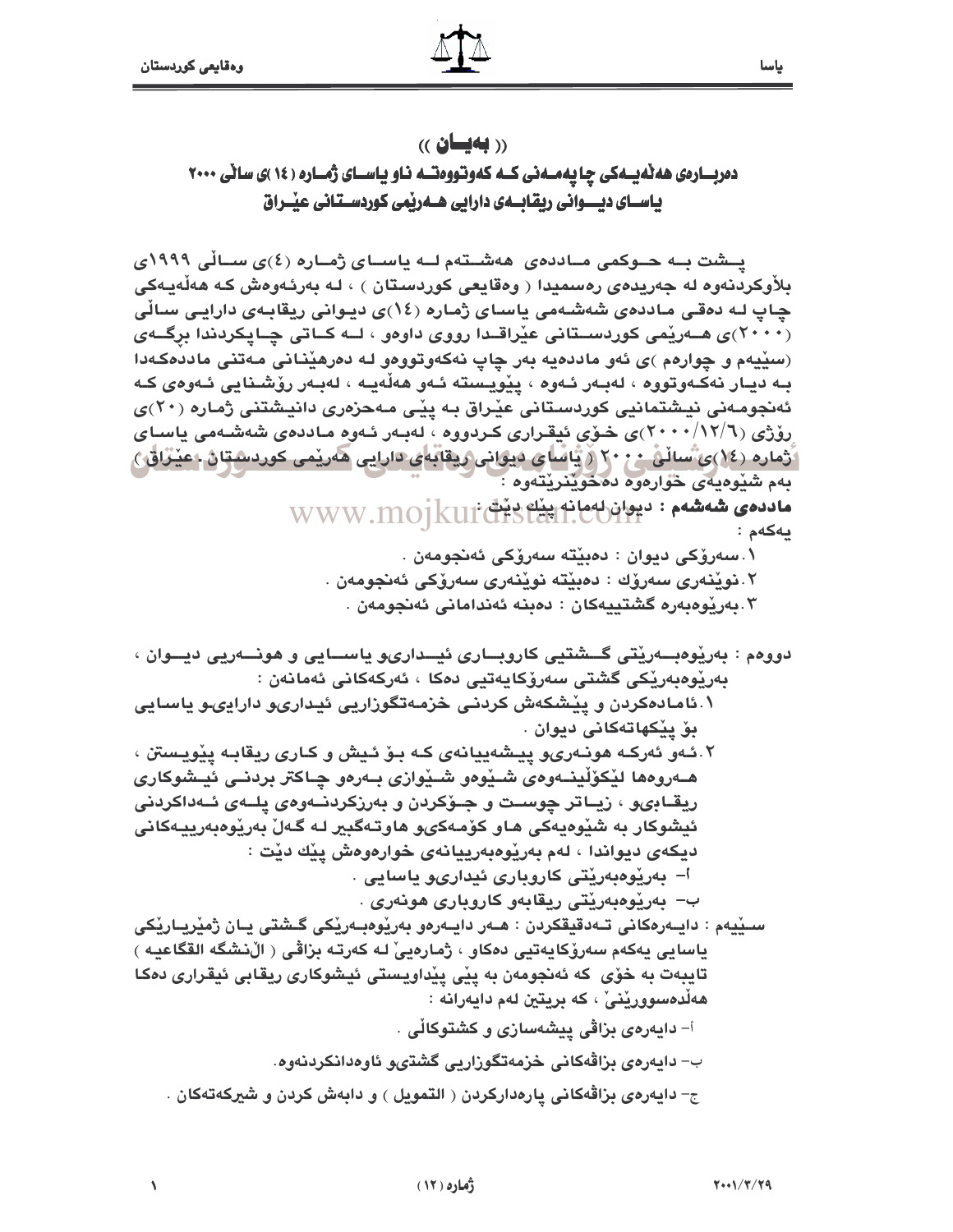# (( بەیـــان ))

## دەربـــارەی هەڵەیـــەکی چاپەمـــەنی کـــە کەوتووەتـــە نـاو یاســـای ژمـــارە (١٤)ی ساڵی ٢٠٠٠ یاســـای دیـــوانی ریقابـــەی دارایی هـــەرێمی کوردســـتانی عێـــراق

پـــشت بـــە حـــوکمی مـــاددەی هەشـــتەم لـــە یاســـای ژمـــارە (٤)ی ســـاڵی ١٩٩٩ی بڵاوکردنەوە لە جەریدەی رەسمیدا ( وەقایعی کوردستان ) ، لە بەرئەوەش کە هەڵەیـەکی چاپ لە دەقی ماددەی شەشەمی یاسای ژمارە (١٤)ی دیوانی ریقابەی دارایـی ساڵی (٢٠٠٠)ی هـــەرێمی کوردســـتانی عێراقـدا رووی داوەو ، لـــە کـــاتی چـــاپکردندا بڕگـــەی (سێیەم و چوارەم )ی ئەو ماددەیە بەر چاپ نەکەوتووەو لە دەرهێنـانی مەتنی ماددەکەدا بە دیـار نەکـەوتووە ، لەبـەر ئـەوە ، پێویستە ئـەو هەڵەیـە ، لەبـەر رۆشـنایی ئـەوەی کـە ئەنجومـەنی نیـشتمانیی کوردسـتانی عێـراق بە پێـی مـەحزەری دانیـشتنی ژمـارە (٢٠)ی رۆژی (٢٠٠٠/١٢/٦)ی خـۆی ئیقـراری کـردووە ، لەبـەر ئـەوە مـاددەی شەشـەمی یاسـای ژمارە (١٤)ی ساڵی ٢٠٠٠ ( یاسای دیوانی ریقابەی دارایی هەرێمی کوردستان ـ عێراق ) بەم شێوەیەی خوارەوە دەخوێنرێتەوە :

**ماددەی شەشەم :** دیوان لەمانە پێك دێت :

یەکەم :

١. سەرۆکی دیوان : دەبێتە سەرۆکی ئەنجومەن .
٢. نوێنەری سەرۆك : دەبێتە نوێنەری سەرۆکی ئەنجومەن .
٣. بەڕێوەبەرە گشتییەکان : دەبنە ئەندامانی ئەنجومەن .

دووەم : بەڕێوەبـــەرێتی گـــشتیی کاروبـــاری ئیـــداریو یاســـایی و هونـــەریی دیـــوان ، بەڕێوەبەرێکی گشتی سەرۆکایەتیی دەکا ، ئەرکەکانی ئەمانەن :

١. ئامادەکردن و پێشکەش کردنی خزمەتگوزاریی ئیداریو داراییو یاسایی بۆ پێکهاتەکانی دیوان .
٢. ئـەو ئەرکـە هونـەریو پیـشەییانەی کـە بـۆ ئـیش و کـاری ریقابـە پێویـستن ، هــەروەها لێکۆڵینــەوەی شـێوەو شـێوازی بــەرەو چـاکتر بردنــی ئیــشوکاری ریقـابەو ، زیـاتر چوسـت و جـۆکردن و بەرزکردنــەوەی پلــەی ئــەداکردنی ئیشوکار بە شێوەیەکی هـاو کۆمەکیو هاوتـەگبیر لـە گـەڵ بەڕێوەبەرییـەکانی دیکەی دیواندا ، لەم بەڕێوەبەرییانەی خوارەوەش پێك دێت :
   أ- بەڕێوەبەرێتی کاروباری ئیداریو یاسایی .
   ب- بەڕێوەبەرێتی ریقابەو کاروباری هونەری .

سێیـەم : دایـەرەکانی تـەدقیقکردن : هـەر دایـەرەو بەڕێوەبـەرێکی گـشتی یـان ژمێریـارێکی یاسایی یەکەم سەرۆکایەتیی دەکاو ، ژمارەیێ لە کەرتە بژاڤی ( الأنشگە القگاعیە ) تایبەت بە خۆی کە ئەنجومەن بە پێی پێداویستی ئیشوکاری ریقابی ئیقراری دەکا هەڵدەسوورێنێ ، کە بریتین لەم دایەرانە :

أ- دایەرەی بژاڤی پیشەسازی و کشتوکاڵی .

ب- دایەرەی بژاڤەکانی خزمەتگوزاریی گشتیو ئاوەدانکردنەوە.

ج- دایەرەی بژاڤەکانی پارەدارکردن ( التمویل ) و دابەش کردن و شیرکەتەکان .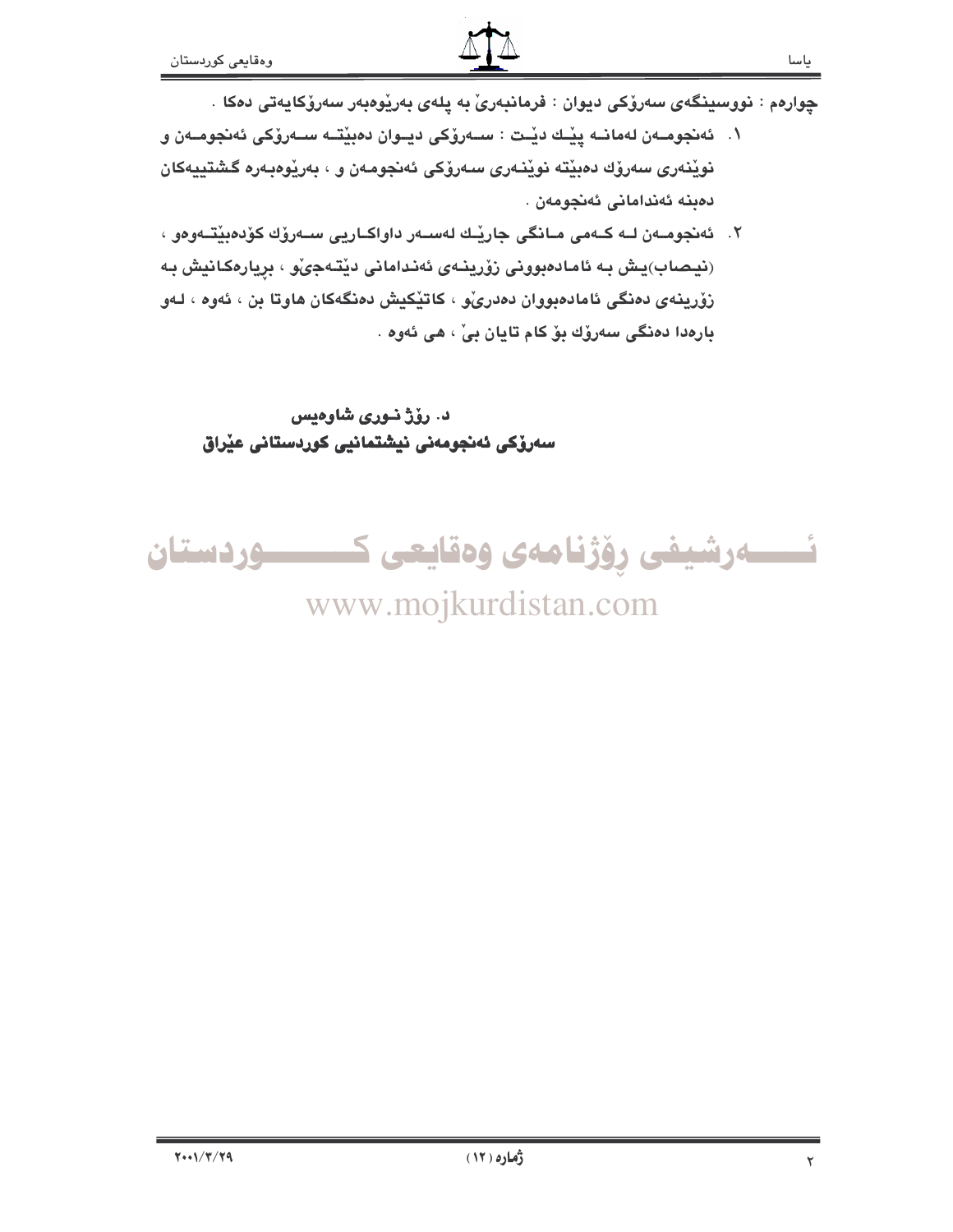چوارەم : نووسینگەی سەرۆکی دیوان : فرمانبەرێ بە پلەی بەرێوەبەر سەرۆکایەتی دەکا .

١. ئەنجومەن لەمانە پێك دێت : سەرۆکی دیوان دەبێتە سەرۆکی ئەنجومەن و نوێنەری سەرۆك دەبێتە نوێنەری سەرۆکی ئەنجومەن و ، بەرێوەبەرە گشتییەکان دەبنە ئەندامانی ئەنجومەن .

٢. ئەنجومەن لە کەمی مانگی جارێك لەسەر داواکاریی سەرۆك کۆدەبێتەوەو ، (نیصاب)یش بە ئامادەبوونی زۆرینەی ئەندامانی دێتەجێو ، بڕیارەکانیش بە زۆرینەی دەنگی ئامادەبووان دەدرێو ، کاتێکیش دەنگەکان هاوتا بن ، ئەوە ، لەو بارەدا دەنگی سەرۆك بۆ کام تایان بێ ، هی ئەوە .

**د. رۆژ نوری شاوەیس**
**سەرۆکی ئەنجومەنی نیشتمانیی کوردستانی عێراق**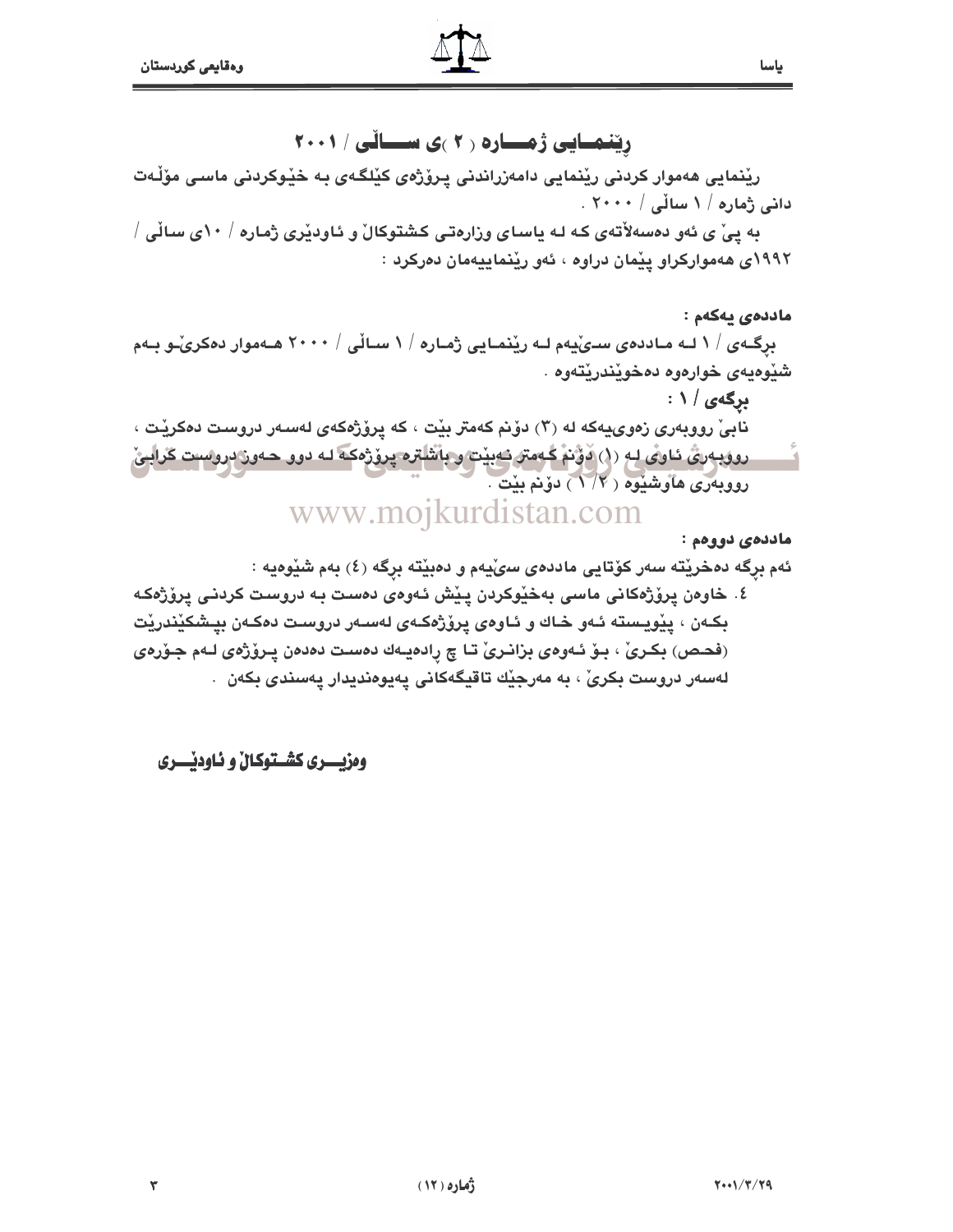# ڕێنمایی ژمارە ( ٢ )ی ساڵی / ٢٠٠١

ڕێنمایی هەموار کردنی ڕێنمایی دامەزراندنی پرۆژەی کێڵگەی بە خێوکردنی ماسی مۆڵەت دانی ژمارە / ١ ساڵی / ٢٠٠٠ .

بە پێ ی ئەو دەسەڵاتەی کە لە یاسای وەزارەتی کشتوکاڵ و ئاودێری ژمارە / ١٠ی ساڵی / ١٩٩٢ی هەموارکراو پێمان دراوە ، ئەو ڕێنماییەمان دەرکرد :

**ماددەی یەکەم :**

بڕگەی / ١ لە ماددەی سێیەم لە ڕێنمایی ژمارە / ١ ساڵی / ٢٠٠٠ هەموار دەکرێ و بەم شێوەیەی خوارەوە دەخوێندرێتەوە .

**بڕگەی / ١ :**

نابێ ڕووبەری زەوییەکە لە (٣) دۆنم کەمتر بێت ، کە پرۆژەکەی لەسەر دروست دەکرێت ، ڕووبەری ئاوی لە (١) دۆنم کەمتر نەبێت و باشترە پرۆژەکە لە دوو حەوز دروست کرابێ ڕووبەری هاوشێوە ( ٢/١ ) دۆنم بێت .

**ماددەی دووەم :**

ئەم بڕگە دەخرێتە سەر کۆتایی ماددەی سێیەم و دەبێتە بڕگە (٤) بەم شێوەیە :

٤. خاوەن پرۆژەکانی ماسی بەخێوکردن پێش ئەوەی دەست بە دروست کردنی پرۆژەکە بکەن ، پێویستە ئەو خاك و ئاوەی پرۆژەکەی لەسەر دروست دەکەن بپشکێندرێت (فحص) بکرێ ، بۆ ئەوەی بزانرێ تا چ ڕادەیەك دەست دەدەن پرۆژەی لەم جۆرەی لەسەر دروست بکرێ ، بە مەرجێك تاقیگەکانی پەیوەندیدار پەسندی بکەن .

**وەزیری کشتوکاڵ و ئاودێری**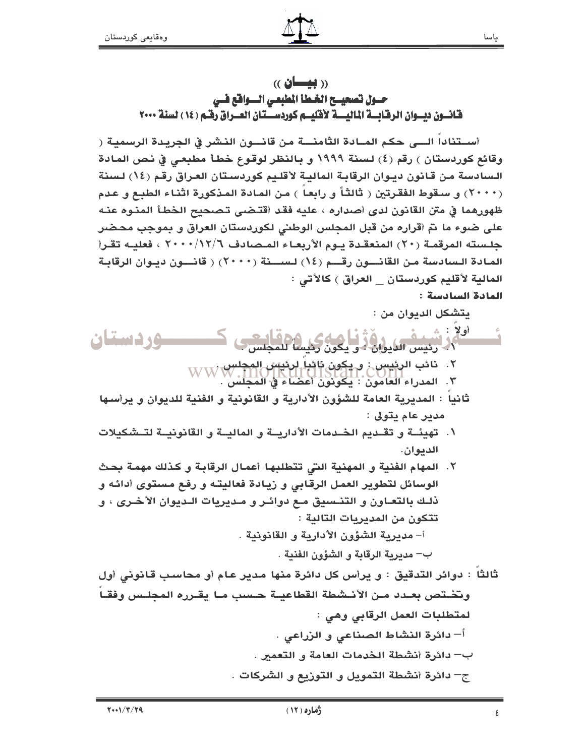# (( بيـــان ))

## حـول تصحيـح الخطأ المطبعي الــواقع فـي قانـون ديـوان الرقابـة الماليـة لأقليـم كوردسـتان العـراق رقـم (١٤) لسنة ٢٠٠٠

أسـتناداً الـى حكم المـادة الثامنـة من قانـون النشر في الجريدة الرسمية ( وقائع كوردستان ) رقم (٤) لسنة ١٩٩٩ و بالنظر لوقوع خطأ مطبعي في نص المادة السادسة من قانون ديوان الرقابة المالية لأقليم كوردستان العراق رقم (١٤) لسنة (٢٠٠٠) و سقوط الفقرتين ( ثالثاً و رابعاً ) من المادة المذكورة اثناء الطبع و عدم ظهورهما في متن القانون لدى أصداره ، عليه فقد أقتضى تصحيح الخطأ المنوه عنه على ضوء ما تم أقراره من قبل المجلس الوطني لكوردستان العراق و بموجب محضر جلسته المرقمة (٢٠) المنعقدة يوم الأربعاء المصادف ٢٠٠٠/١٢/٦ ، فعليه تقرأ المادة السادسة من القانون رقم (١٤) لسنة (٢٠٠٠) ( قانون ديوان الرقابة المالية لأقليم كوردستان _ العراق ) كالآتي :

**المادة السادسة :**

يتشكل الديوان من :

أولاً :

١. رئيس الديوان : و يكون رئيساً للمجلس .
٢. نائب الرئيس : و يكون نائباً لرئيس المجلس .
٣. المدراء العامون : يكونون أعضاء في المجلس .

ثانياً : المديرية العامة للشؤون الأدارية و القانونية و الفنية للديوان و يرأسها مدير عام يتولى :

١. تهيئة و تقديم الخدمات الأدارية و المالية و القانونية لتشكيلات الديوان.
٢. المهام الفنية و المهنية التي تتطلبها أعمال الرقابة و كذلك مهمة بحث الوسائل لتطوير العمل الرقابي و زيادة فعاليته و رفع مستوى أدائه و ذلك بالتعاون و التنسيق مع دوائر و مديريات الديوان الأخرى ، و تتكون من المديريات التالية :
   أ- مديرية الشؤون الأدارية و القانونية .
   ب- مديرية الرقابة و الشؤون الفنية .

ثالثاً : دوائر التدقيق : و يرأس كل دائرة منها مدير عام أو محاسب قانوني أول وتختص بعدد من الأنشطة القطاعية حسب ما يقرره المجلس وفقاً لمتطلبات العمل الرقابي وهي :

أ- دائرة النشاط الصناعي و الزراعي .
ب- دائرة أنشطة الخدمات العامة و التعمير .
ج- دائرة أنشطة التمويل و التوزيع و الشركات .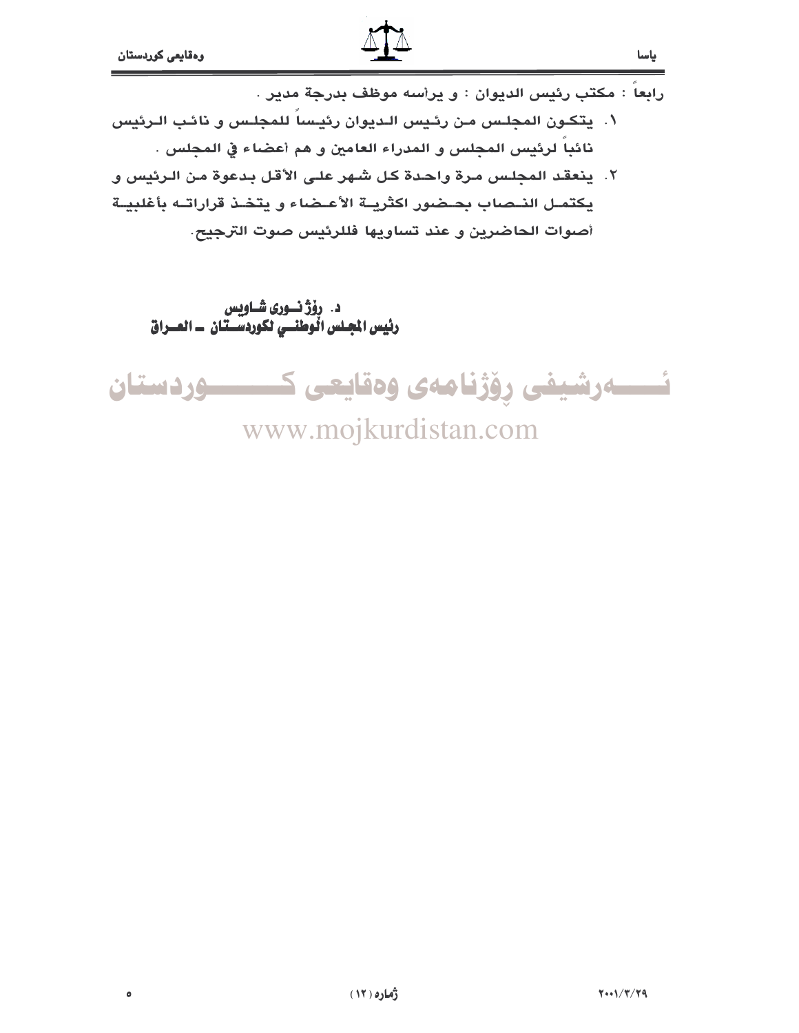رابعاً : مكتب رئيس الديوان : و يرأسه موظف بدرجة مدير .

١. يتكون المجلس من رئيس الديوان رئيساً للمجلس و نائب الرئيس نائباً لرئيس المجلس و المدراء العامين و هم أعضاء في المجلس .

٢. ينعقد المجلس مرة واحدة كل شهر على الأقل بدعوة من الرئيس و يكتمل النصاب بحضور اكثرية الأعضاء و يتخذ قراراته بأغلبية أصوات الحاضرين و عند تساويها فللرئيس صوت الترجيح.

د. رۆژ نوری شاويس
رئيس المجلس الوطني لكوردستان ـ العراق

ئـــەرشيفی رۆژنامەی وەقايعی كـــوردستان
www.mojkurdistan.com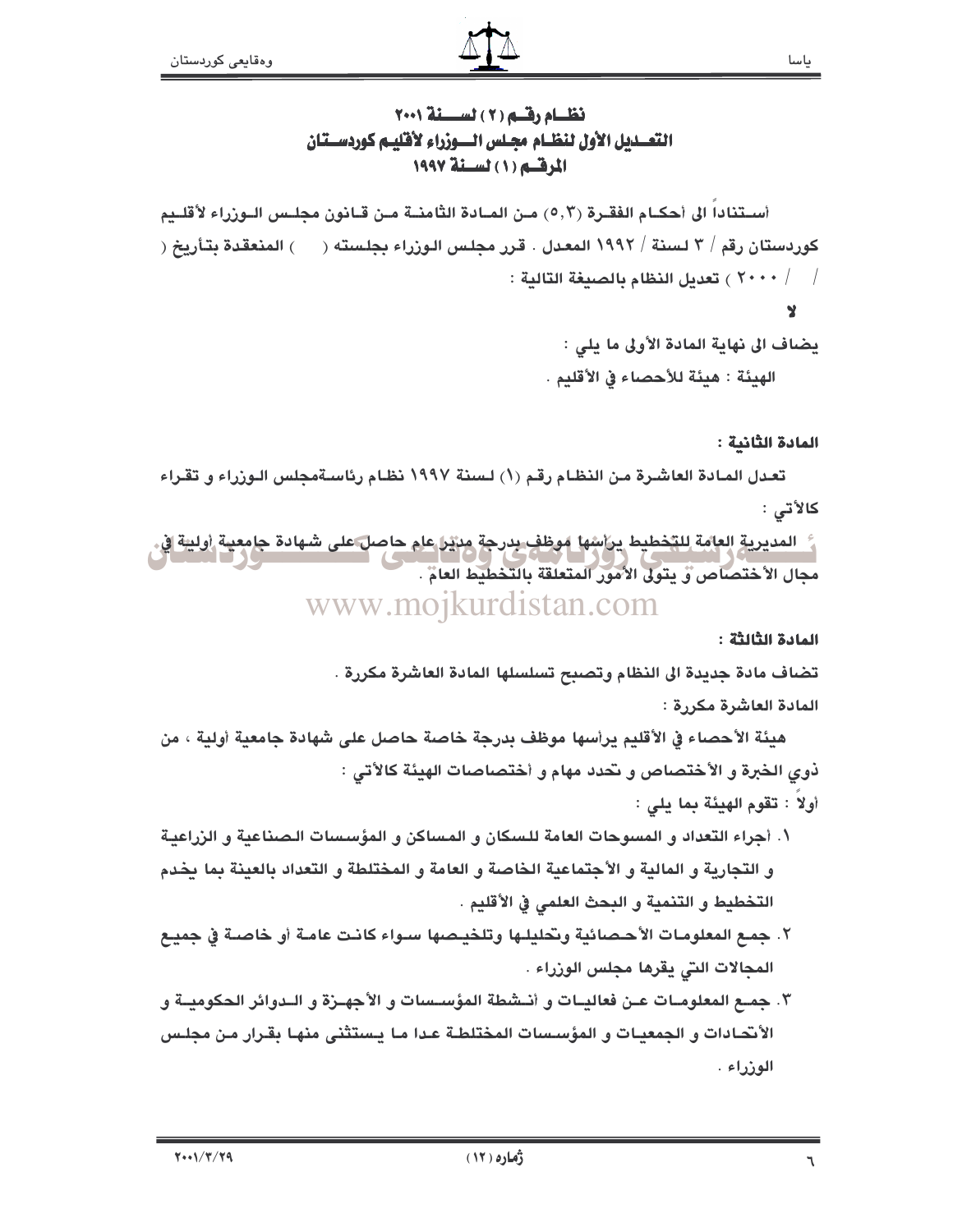# نظام رقم (٢) لسنة ٢٠٠١
## التعديل الأول لنظام مجلس الوزراء لأقليم كوردستان المرقم (١) لسنة ١٩٩٧

أستناداً الى أحكام الفقرة (٥,٣) من المادة الثامنة من قانون مجلس الوزراء لأقليم كوردستان رقم / ٣ لسنة / ١٩٩٢ المعدل . قرر مجلس الوزراء بجلسته (      ) المنعقدة بتأريخ (   /   / ٢٠٠٠ ) تعديل النظام بالصيغة التالية :

**لا**

يضاف الى نهاية المادة الأولى ما يلي :

الهيئة : هيئة للأحصاء في الأقليم .

**المادة الثانية :**

تعدل المادة العاشرة من النظام رقم (١) لسنة ١٩٩٧ نظام رئاسةمجلس الوزراء و تقراء كالأتي :

ـ المديرية العامة للتخطيط يرأسها موظف بدرجة مدير عام حاصل على شهادة جامعية أولية في مجال الأختصاص و يتولى الأمور المتعلقة بالتخطيط العام .

**المادة الثالثة :**

تضاف مادة جديدة الى النظام وتصبح تسلسلها المادة العاشرة مكررة .

المادة العاشرة مكررة :

هيئة الأحصاء في الأقليم يرأسها موظف بدرجة خاصة حاصل على شهادة جامعية أولية ، من ذوي الخبرة و الأختصاص و تحدد مهام و أختصاصات الهيئة كالأتي :

أولاً : تقوم الهيئة بما يلي :

١. أجراء التعداد و المسوحات العامة للسكان و المساكن و المؤسسات الصناعية و الزراعية و التجارية و المالية و الأجتماعية الخاصة و العامة و المختلطة و التعداد بالعينة بما يخدم التخطيط و التنمية و البحث العلمي في الأقليم .
٢. جمع المعلومات الأحصائية وتحليلها وتلخيصها سواء كانت عامة أو خاصة في جميع المجالات التي يقرها مجلس الوزراء .
٣. جمع المعلومات عن فعاليات و أنشطة المؤسسات و الأجهزة و الدوائر الحكومية و الأتحادات و الجمعيات و المؤسسات المختلطة عدا ما يستثنى منها بقرار من مجلس الوزراء .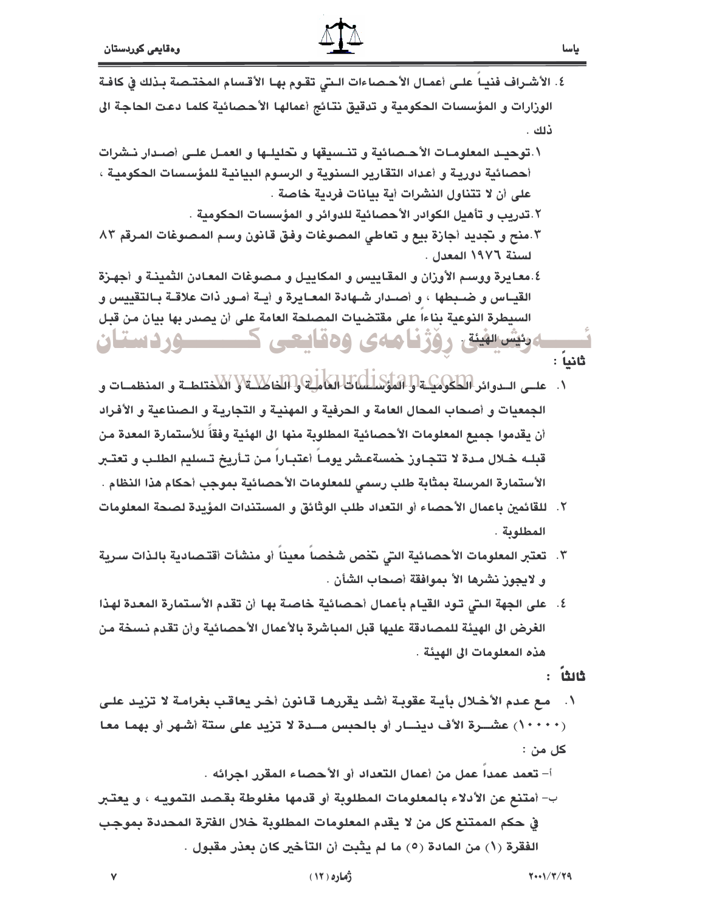٤. الأشراف فنياً على أعمال الأحصاءات التي تقوم بها الأقسام المختصة بذلك في كافة الوزارات و المؤسسات الحكومية و تدقيق نتائج أعمالها الأحصائية كلما دعت الحاجة الى ذلك .

١. توحيد المعلومات الأحصائية و تنسيقها و تحليلها و العمل على أصدار نشرات أحصائية دورية و أعداد التقارير السنوية و الرسوم البيانية للمؤسسات الحكومية ، على أن لا تتناول النشرات أية بيانات فردية خاصة .

٢. تدريب و تأهيل الكوادر الأحصائية للدوائر و المؤسسات الحكومية .

٣. منح و تجديد أجازة بيع و تعاطي المصوغات وفق قانون وسم المصوغات المرقم ٨٣ لسنة ١٩٧٦ المعدل .

٤. معايرة ووسم الأوزان و المقاييس و المكاييل و مصوغات المعادن الثمينة و أجهزة القياس و ضبطها ، و أصدار شهادة المعايرة و أية أمور ذات علاقة بالتقييس و السيطرة النوعية بناءاً على مقتضيات المصلحة العامة على أن يصدر بها بيان من قبل رئيس الهيئة .

**ثانياً :**

١. على الدوائر الحكومية و المؤسسات العامة و الخاصة و المختلطة و المنظمات و الجمعيات و أصحاب المحال العامة و الحرفية و المهنية و التجارية و الصناعية و الأفراد أن يقدموا جميع المعلومات الأحصائية المطلوبة منها الى الهيئة وفقاً للأستمارة المعدة من قبله خلال مدة لا تتجاوز خمسةعشر يوماً أعتباراً من تأريخ تسليم الطلب و تعتبر الأستمارة المرسلة بمثابة طلب رسمي للمعلومات الأحصائية بموجب أحكام هذا النظام .

٢. للقائمين باعمال الأحصاء أو التعداد طلب الوثائق و المستندات المؤيدة لصحة المعلومات المطلوبة .

٣. تعتبر المعلومات الأحصائية التي تخص شخصاً معيناً أو منشأت أقتصادية بالذات سرية و لايجوز نشرها الأ بموافقة أصحاب الشأن .

٤. على الجهة التي تود القيام بأعمال أحصائية خاصة بها أن تقدم الأستمارة المعدة لهذا الغرض الى الهيئة للمصادقة عليها قبل المباشرة بالأعمال الأحصائية وأن تقدم نسخة من هذه المعلومات الى الهيئة .

**ثالثاً :**

١. مع عدم الأخلال بأية عقوبة أشد يقررها قانون أخر يعاقب بغرامة لا تزيد على (١٠٠٠٠) عشرة الأف دينار أو بالحبس مدة لا تزيد على ستة أشهر أو بهما معا كل من :

أ- تعمد عمداً عمل من أعمال التعداد أو الأحصاء المقرر اجرائه .

ب- أمتنع عن الأدلاء بالمعلومات المطلوبة أو قدمها مغلوطة بقصد التمويه ، و يعتبر في حكم الممتنع كل من لا يقدم المعلومات المطلوبة خلال الفترة المحددة بموجب الفقرة (١) من المادة (٥) ما لم يثبت أن التأخير كان بعذر مقبول .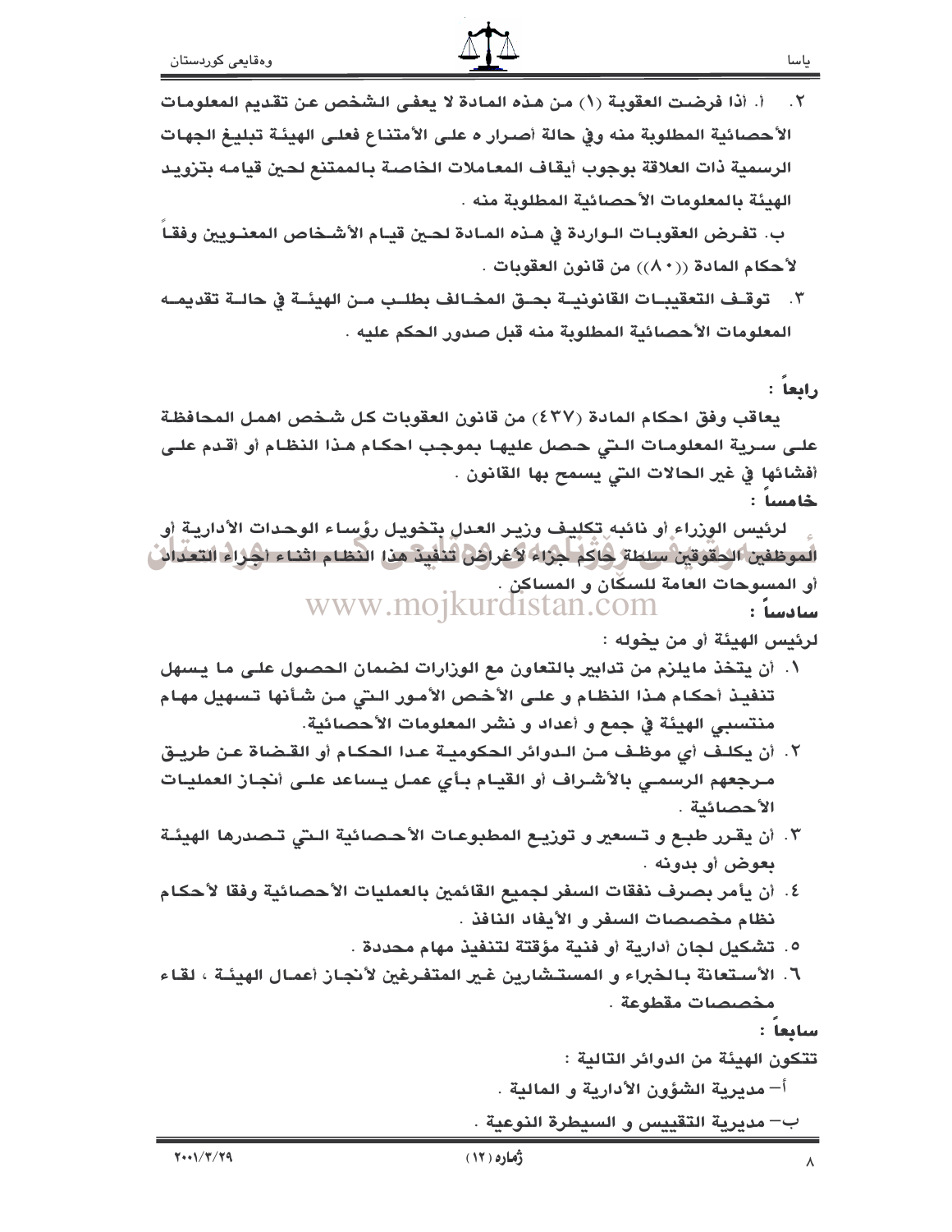٢. أ. أذا فرضت العقوبة (١) من هذه المادة لا يعفى الشخص عن تقديم المعلومات الأحصائية المطلوبة منه وفي حالة أصرار ه على الأمتناع فعلى الهيئة تبليغ الجهات الرسمية ذات العلاقة بوجوب أيقاف المعاملات الخاصة بالممتنع لحين قيامه بتزويد الهيئة بالمعلومات الأحصائية المطلوبة منه .

ب. تفرض العقوبات الواردة في هذه المادة لحين قيام الأشخاص المعنويين وفقاً لأحكام المادة ((٨٠)) من قانون العقوبات .

٣. توقف التعقيبات القانونية بحق المخالف بطلب من الهيئة في حالة تقديمه المعلومات الأحصائية المطلوبة منه قبل صدور الحكم عليه .

**رابعاً :**

يعاقب وفق احكام المادة (٤٣٧) من قانون العقوبات كل شخص اهمل المحافظة على سرية المعلومات التي حصل عليها بموجب احكام هذا النظام أو أقدم على أفشائها في غير الحالات التي يسمح بها القانون .

**خامساً :**

لرئيس الوزراء أو نائبه تكليف وزير العدل بتخويل رؤساء الوحدات الأدارية أو الموظفين الحقوقيين سلطة حاكم جزاء لأغراض تنفيذ هذا النظام اثناء أجراء التعداد أو المسوحات العامة للسكان و المساكن .

**سادساً :**

لرئيس الهيئة أو من يخوله :

١. أن يتخذ مايلزم من تدابير بالتعاون مع الوزارات لضمان الحصول على ما يسهل تنفيذ أحكام هذا النظام و على الأخص الأمور التي من شأنها تسهيل مهام منتسبي الهيئة في جمع و أعداد و نشر المعلومات الأحصائية.

٢. أن يكلف أي موظف من الدوائر الحكومية عدا الحكام أو القضاة عن طريق مرجعهم الرسمي بالأشراف أو القيام بأي عمل يساعد على أنجاز العمليات الأحصائية .

٣. أن يقرر طبع و تسعير و توزيع المطبوعات الأحصائية التي تصدرها الهيئة بعوض أو بدونه .

٤. أن يأمر بصرف نفقات السفر لجميع القائمين بالعمليات الأحصائية وفقا لأحكام نظام مخصصات السفر و الأيفاد النافذ .

٥. تشكيل لجان أدارية أو فنية مؤقتة لتنفيذ مهام محددة .

٦. الأستعانة بالخبراء و المستشارين غير المتفرغين لأنجاز أعمال الهيئة ، لقاء مخصصات مقطوعة .

**سابعاً :**

تتكون الهيئة من الدوائر التالية :

أ– مديرية الشؤون الأدارية و المالية .

ب– مديرية التقييس و السيطرة النوعية .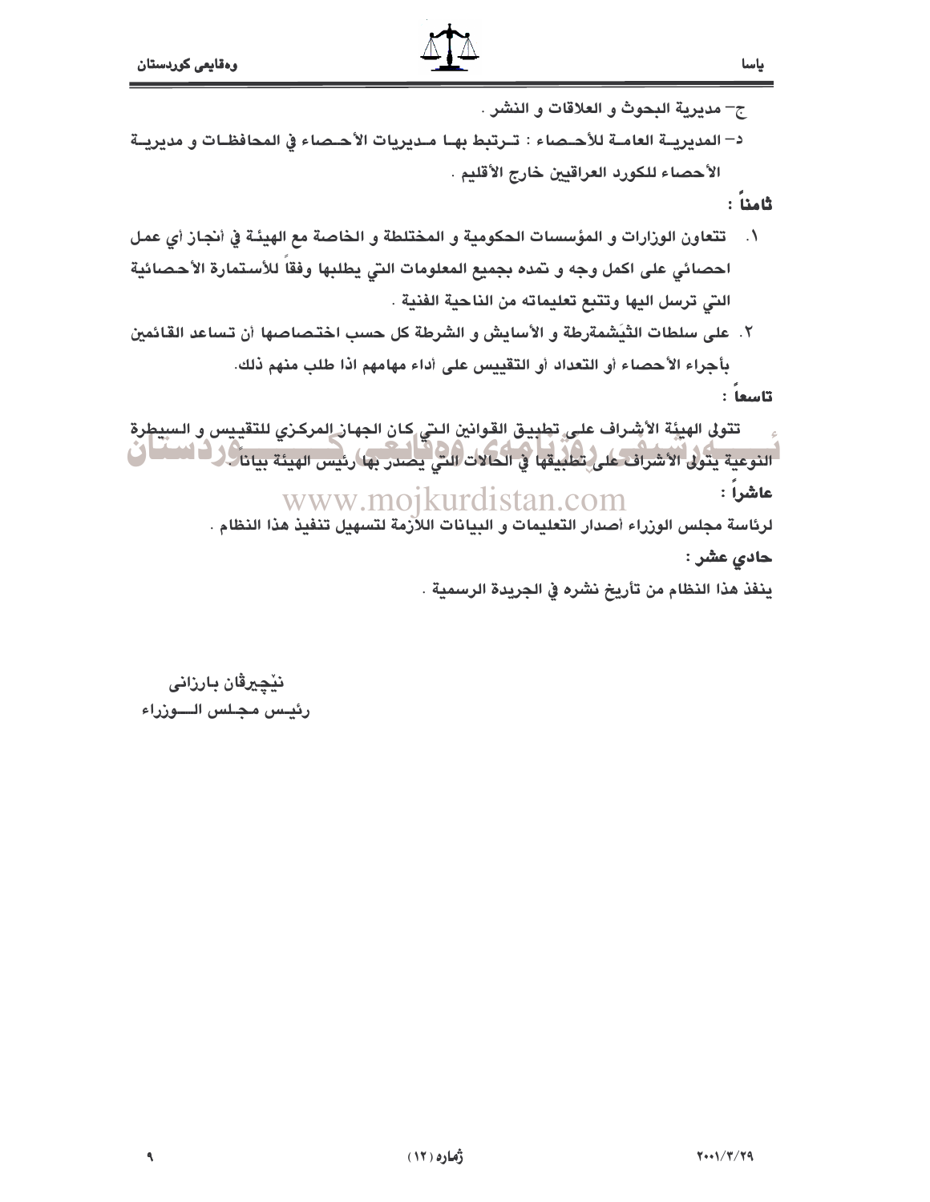ج- مديرية البحوث و العلاقات و النشر .

د- المديرية العامة للأحصاء : ترتبط بها مديريات الأحصاء في المحافظات و مديرية الأحصاء للكورد العراقيين خارج الأقليم .

**ثامناً :**

١. تتعاون الوزارات و المؤسسات الحكومية و المختلطة و الخاصة مع الهيئة في أنجاز أي عمل احصائي على اكمل وجه و تمده بجميع المعلومات التي يطلبها وفقاً للأستمارة الأحصائية التي ترسل اليها وتتبع تعليماته من الناحية الفنية .

٢. على سلطات الئيَشمةرطة و الأسايش و الشرطة كل حسب اختصاصها أن تساعد القائمين بأجراء الأحصاء أو التعداد أو التقييس على أداء مهامهم اذا طلب منهم ذلك.

**تاسعاً :**

تتولى الهيئة الأشراف على تطبيق القوانين التي كان الجهاز المركزي للتقييس و السيطرة النوعية يتولى الأشراف على تطبيقها في الحالات التي يصدر بها رئيس الهيئة بياناً .

**عاشراً :**

لرئاسة مجلس الوزراء أصدار التعليمات و البيانات اللازمة لتسهيل تنفيذ هذا النظام .

**حادي عشر :**

ينفذ هذا النظام من تأريخ نشره في الجريدة الرسمية .

نيّچيرڤان بارزاني

رئيس مجلس الوزراء